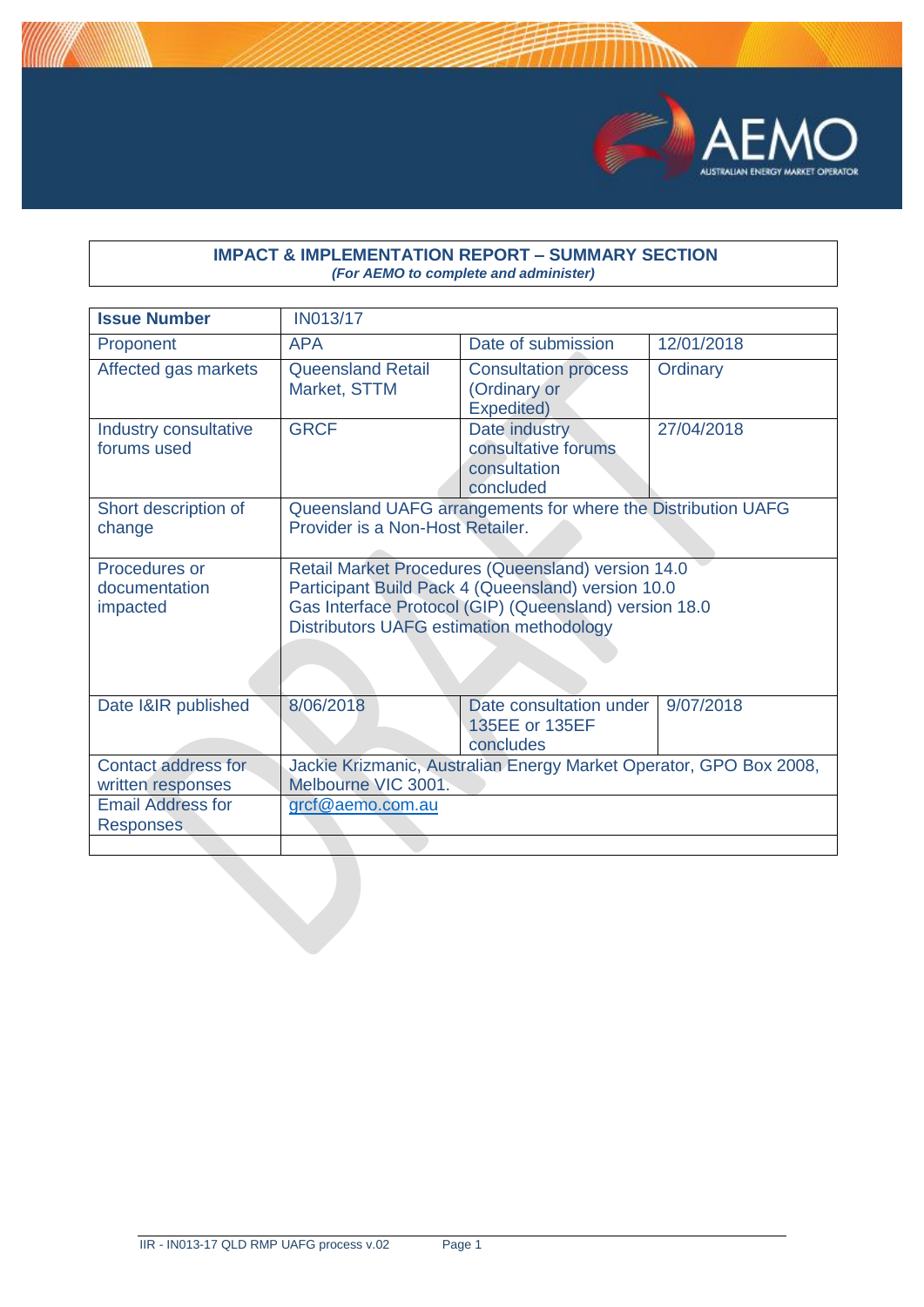**IMPACT & IMPLEMENTATION REPORT – SUMMARY SECTION**
*(For AEMO to complete and administer)*

| **Issue Number** | IN013/17 | | |
|---|---|---|---|
| Proponent | APA | Date of submission | 12/01/2018 |
| Affected gas markets | Queensland Retail Market, STTM | Consultation process (Ordinary or Expedited) | Ordinary |
| Industry consultative forums used | GRCF | Date industry consultative forums consultation concluded | 27/04/2018 |
| Short description of change | Queensland UAFG arrangements for where the Distribution UAFG Provider is a Non-Host Retailer. | | |
| Procedures or documentation impacted | Retail Market Procedures (Queensland) version 14.0<br>Participant Build Pack 4 (Queensland) version 10.0<br>Gas Interface Protocol (GIP) (Queensland) version 18.0<br>Distributors UAFG estimation methodology | | |
| Date I&IR published | 8/06/2018 | Date consultation under 135EE or 135EF concludes | 9/07/2018 |
| Contact address for written responses | Jackie Krizmanic, Australian Energy Market Operator, GPO Box 2008, Melbourne VIC 3001. | | |
| Email Address for Responses | grcf@aemo.com.au | | |
| | | | |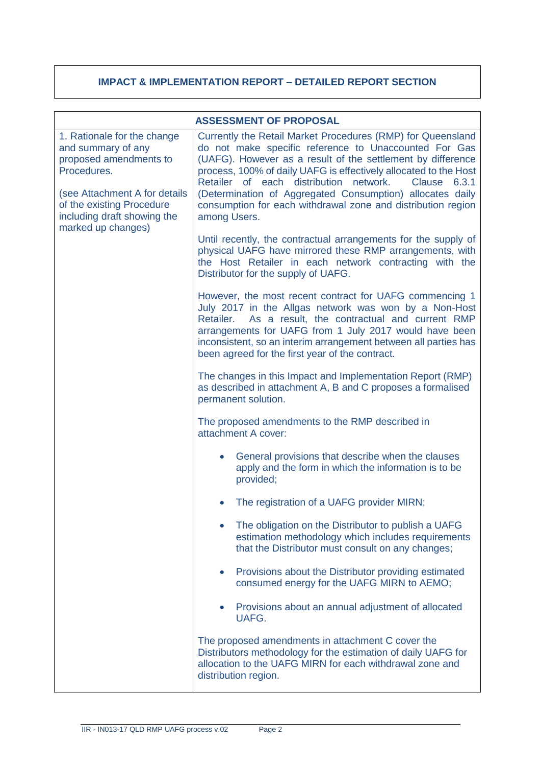## IMPACT & IMPLEMENTATION REPORT – DETAILED REPORT SECTION

| ASSESSMENT OF PROPOSAL | |
|---|---|
| 1. Rationale for the change and summary of any proposed amendments to Procedures.<br><br>(see Attachment A for details of the existing Procedure including draft showing the marked up changes) | Currently the Retail Market Procedures (RMP) for Queensland do not make specific reference to Unaccounted For Gas (UAFG). However as a result of the settlement by difference process, 100% of daily UAFG is effectively allocated to the Host Retailer of each distribution network. Clause 6.3.1 (Determination of Aggregated Consumption) allocates daily consumption for each withdrawal zone and distribution region among Users.<br><br>Until recently, the contractual arrangements for the supply of physical UAFG have mirrored these RMP arrangements, with the Host Retailer in each network contracting with the Distributor for the supply of UAFG.<br><br>However, the most recent contract for UAFG commencing 1 July 2017 in the Allgas network was won by a Non-Host Retailer. As a result, the contractual and current RMP arrangements for UAFG from 1 July 2017 would have been inconsistent, so an interim arrangement between all parties has been agreed for the first year of the contract.<br><br>The changes in this Impact and Implementation Report (RMP) as described in attachment A, B and C proposes a formalised permanent solution.<br><br>The proposed amendments to the RMP described in attachment A cover:<br><br>• General provisions that describe when the clauses apply and the form in which the information is to be provided;<br><br>• The registration of a UAFG provider MIRN;<br><br>• The obligation on the Distributor to publish a UAFG estimation methodology which includes requirements that the Distributor must consult on any changes;<br><br>• Provisions about the Distributor providing estimated consumed energy for the UAFG MIRN to AEMO;<br><br>• Provisions about an annual adjustment of allocated UAFG.<br><br>The proposed amendments in attachment C cover the Distributors methodology for the estimation of daily UAFG for allocation to the UAFG MIRN for each withdrawal zone and distribution region. |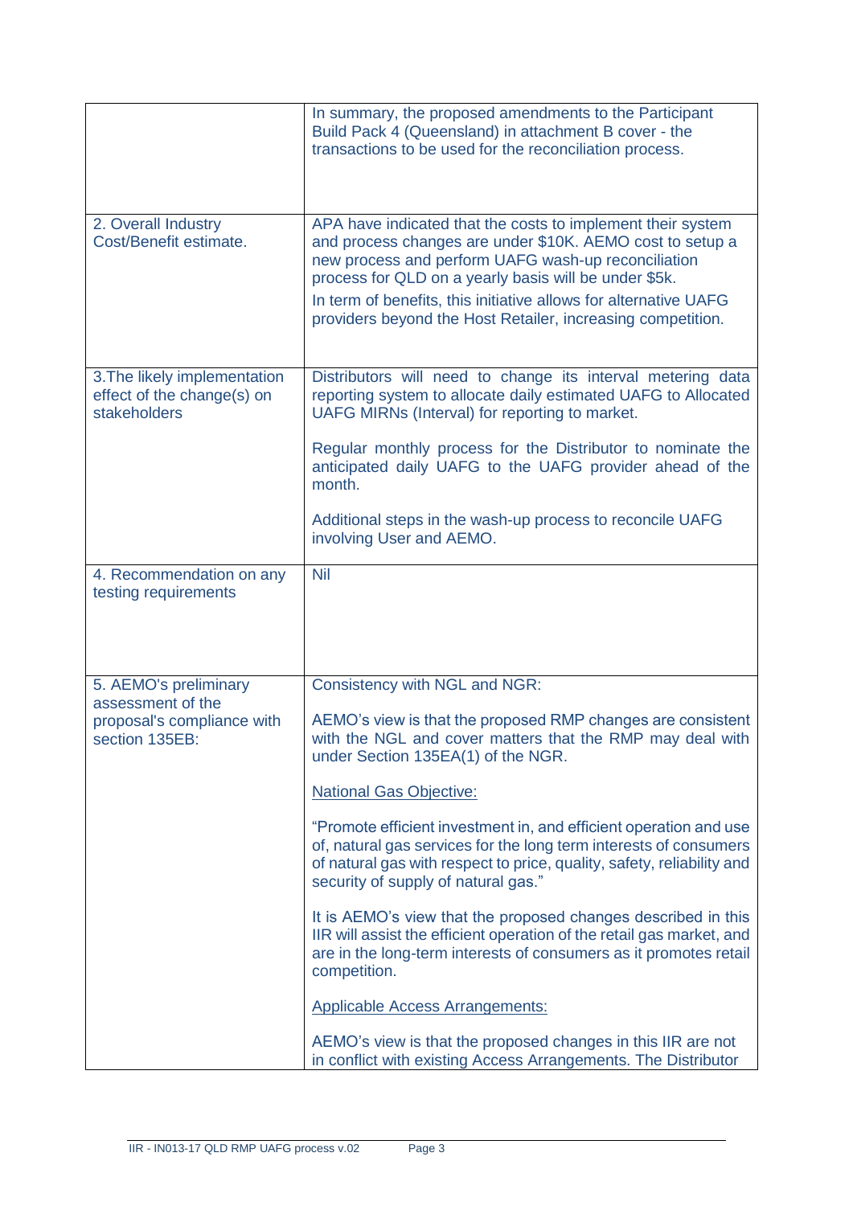| | |
|---|---|
| | In summary, the proposed amendments to the Participant Build Pack 4 (Queensland) in attachment B cover - the transactions to be used for the reconciliation process. |
| 2. Overall Industry Cost/Benefit estimate. | APA have indicated that the costs to implement their system and process changes are under $10K. AEMO cost to setup a new process and perform UAFG wash-up reconciliation process for QLD on a yearly basis will be under $5k.<br>In term of benefits, this initiative allows for alternative UAFG providers beyond the Host Retailer, increasing competition. |
| 3.The likely implementation effect of the change(s) on stakeholders | Distributors will need to change its interval metering data reporting system to allocate daily estimated UAFG to Allocated UAFG MIRNs (Interval) for reporting to market.<br><br>Regular monthly process for the Distributor to nominate the anticipated daily UAFG to the UAFG provider ahead of the month.<br><br>Additional steps in the wash-up process to reconcile UAFG involving User and AEMO. |
| 4. Recommendation on any testing requirements | Nil |
| 5. AEMO's preliminary assessment of the proposal's compliance with section 135EB: | Consistency with NGL and NGR:<br><br>AEMO's view is that the proposed RMP changes are consistent with the NGL and cover matters that the RMP may deal with under Section 135EA(1) of the NGR.<br><br><u>National Gas Objective:</u><br><br>"Promote efficient investment in, and efficient operation and use of, natural gas services for the long term interests of consumers of natural gas with respect to price, quality, safety, reliability and security of supply of natural gas."<br><br>It is AEMO's view that the proposed changes described in this IIR will assist the efficient operation of the retail gas market, and are in the long-term interests of consumers as it promotes retail competition.<br><br><u>Applicable Access Arrangements:</u><br><br>AEMO's view is that the proposed changes in this IIR are not in conflict with existing Access Arrangements. The Distributor |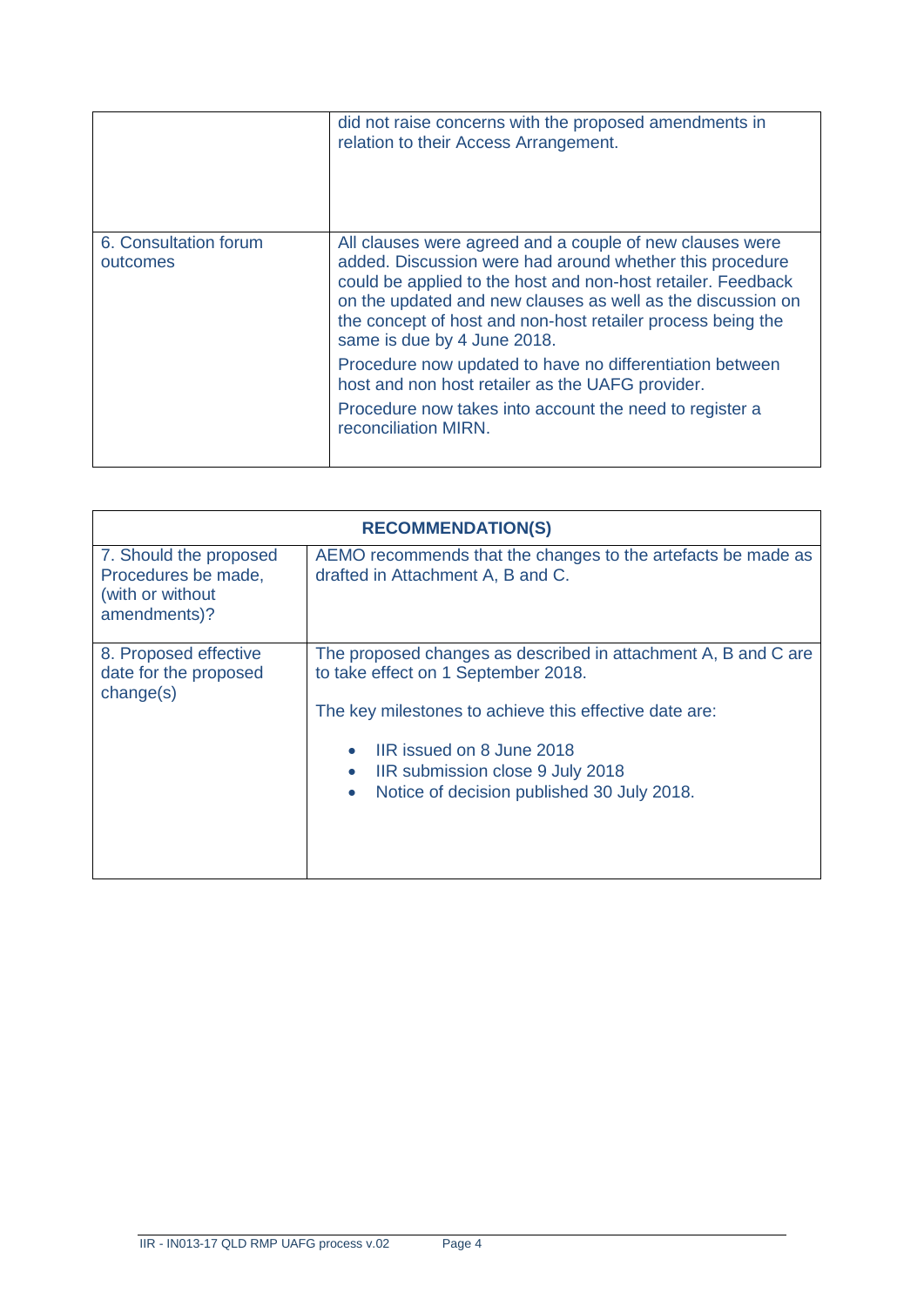| | |
|---|---|
| | did not raise concerns with the proposed amendments in relation to their Access Arrangement. |
| 6. Consultation forum outcomes | All clauses were agreed and a couple of new clauses were added. Discussion were had around whether this procedure could be applied to the host and non-host retailer. Feedback on the updated and new clauses as well as the discussion on the concept of host and non-host retailer process being the same is due by 4 June 2018.<br><br>Procedure now updated to have no differentiation between host and non host retailer as the UAFG provider.<br><br>Procedure now takes into account the need to register a reconciliation MIRN. |

| **RECOMMENDATION(S)** | |
|---|---|
| 7. Should the proposed Procedures be made, (with or without amendments)? | AEMO recommends that the changes to the artefacts be made as drafted in Attachment A, B and C. |
| 8. Proposed effective date for the proposed change(s) | The proposed changes as described in attachment A, B and C are to take effect on 1 September 2018.<br><br>The key milestones to achieve this effective date are:<br><br>• IIR issued on 8 June 2018<br>• IIR submission close 9 July 2018<br>• Notice of decision published 30 July 2018. |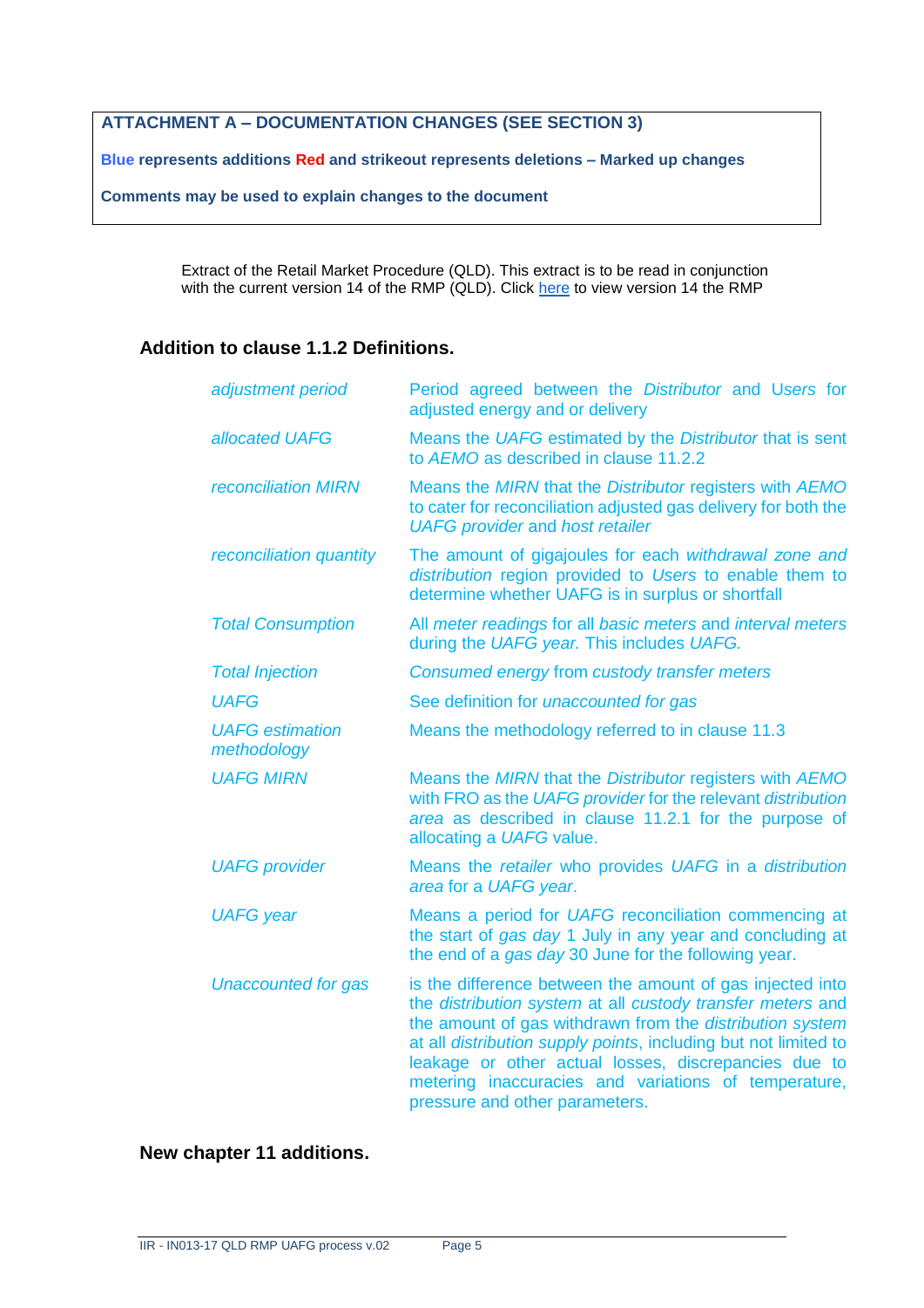**ATTACHMENT A – DOCUMENTATION CHANGES (SEE SECTION 3)**

**Blue represents additions Red and strikeout represents deletions – Marked up changes**

**Comments may be used to explain changes to the document**

Extract of the Retail Market Procedure (QLD). This extract is to be read in conjunction with the current version 14 of the RMP (QLD). Click here to view version 14 the RMP

### Addition to clause 1.1.2 Definitions.

| | |
|---|---|
| *adjustment period* | Period agreed between the *Distributor* and *Users* for adjusted energy and or delivery |
| *allocated UAFG* | Means the *UAFG* estimated by the *Distributor* that is sent to *AEMO* as described in clause 11.2.2 |
| *reconciliation MIRN* | Means the *MIRN* that the *Distributor* registers with *AEMO* to cater for reconciliation adjusted gas delivery for both the *UAFG provider* and *host retailer* |
| *reconciliation quantity* | The amount of gigajoules for each *withdrawal zone and distribution* region provided to *Users* to enable them to determine whether UAFG is in surplus or shortfall |
| *Total Consumption* | All *meter readings* for all *basic meters* and *interval meters* during the *UAFG year.* This includes *UAFG.* |
| *Total Injection* | *Consumed energy* from *custody transfer meters* |
| *UAFG* | See definition for *unaccounted for gas* |
| *UAFG estimation methodology* | Means the methodology referred to in clause 11.3 |
| *UAFG MIRN* | Means the *MIRN* that the *Distributor* registers with *AEMO* with FRO as the *UAFG provider* for the relevant *distribution area* as described in clause 11.2.1 for the purpose of allocating a *UAFG* value. |
| *UAFG provider* | Means the *retailer* who provides *UAFG* in a *distribution area* for a *UAFG year*. |
| *UAFG year* | Means a period for *UAFG* reconciliation commencing at the start of *gas day* 1 July in any year and concluding at the end of a *gas day* 30 June for the following year. |
| *Unaccounted for gas* | is the difference between the amount of gas injected into the *distribution system* at all *custody transfer meters* and the amount of gas withdrawn from the *distribution system* at all *distribution supply points*, including but not limited to leakage or other actual losses, discrepancies due to metering inaccuracies and variations of temperature, pressure and other parameters. |

### New chapter 11 additions.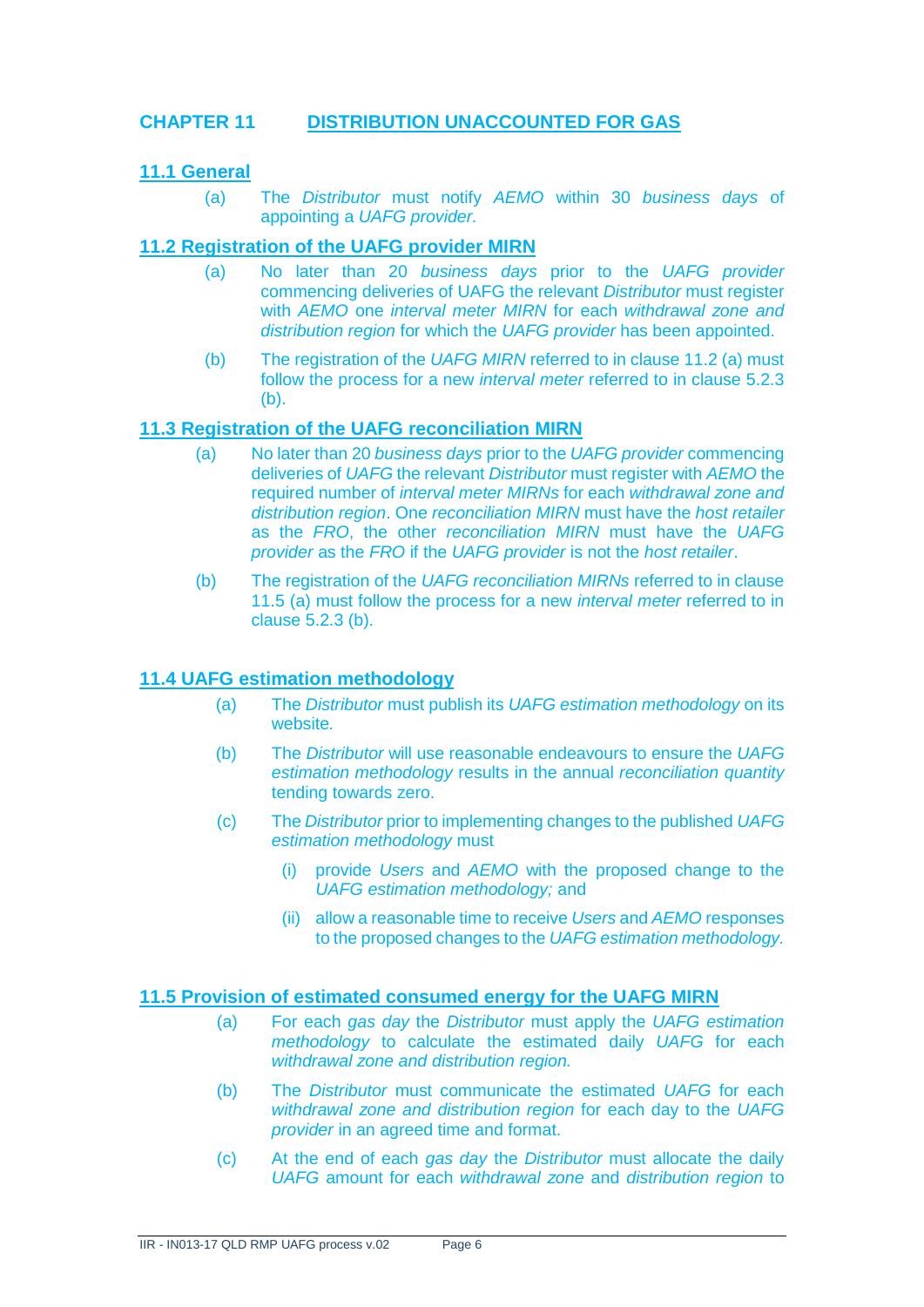## CHAPTER 11 DISTRIBUTION UNACCOUNTED FOR GAS

### 11.1 General

(a) The *Distributor* must notify *AEMO* within 30 *business days* of appointing a *UAFG provider*.

### 11.2 Registration of the UAFG provider MIRN

(a) No later than 20 *business days* prior to the *UAFG provider* commencing deliveries of UAFG the relevant *Distributor* must register with *AEMO* one *interval meter MIRN* for each *withdrawal zone and distribution region* for which the *UAFG provider* has been appointed.

(b) The registration of the *UAFG MIRN* referred to in clause 11.2 (a) must follow the process for a new *interval meter* referred to in clause 5.2.3 (b).

### 11.3 Registration of the UAFG reconciliation MIRN

(a) No later than 20 *business days* prior to the *UAFG provider* commencing deliveries of *UAFG* the relevant *Distributor* must register with *AEMO* the required number of *interval meter MIRNs* for each *withdrawal zone and distribution region*. One *reconciliation MIRN* must have the *host retailer* as the *FRO*, the other *reconciliation MIRN* must have the *UAFG provider* as the *FRO* if the *UAFG provider* is not the *host retailer*.

(b) The registration of the *UAFG reconciliation MIRNs* referred to in clause 11.5 (a) must follow the process for a new *interval meter* referred to in clause 5.2.3 (b).

### 11.4 UAFG estimation methodology

(a) The *Distributor* must publish its *UAFG estimation methodology* on its website.

(b) The *Distributor* will use reasonable endeavours to ensure the *UAFG estimation methodology* results in the annual *reconciliation quantity* tending towards zero.

(c) The *Distributor* prior to implementing changes to the published *UAFG estimation methodology* must

   (i) provide *Users* and *AEMO* with the proposed change to the *UAFG estimation methodology;* and

   (ii) allow a reasonable time to receive *Users* and *AEMO* responses to the proposed changes to the *UAFG estimation methodology.*

### 11.5 Provision of estimated consumed energy for the UAFG MIRN

(a) For each *gas day* the *Distributor* must apply the *UAFG estimation methodology* to calculate the estimated daily *UAFG* for each *withdrawal zone and distribution region.*

(b) The *Distributor* must communicate the estimated *UAFG* for each *withdrawal zone and distribution region* for each day to the *UAFG provider* in an agreed time and format.

(c) At the end of each *gas day* the *Distributor* must allocate the daily *UAFG* amount for each *withdrawal zone* and *distribution region* to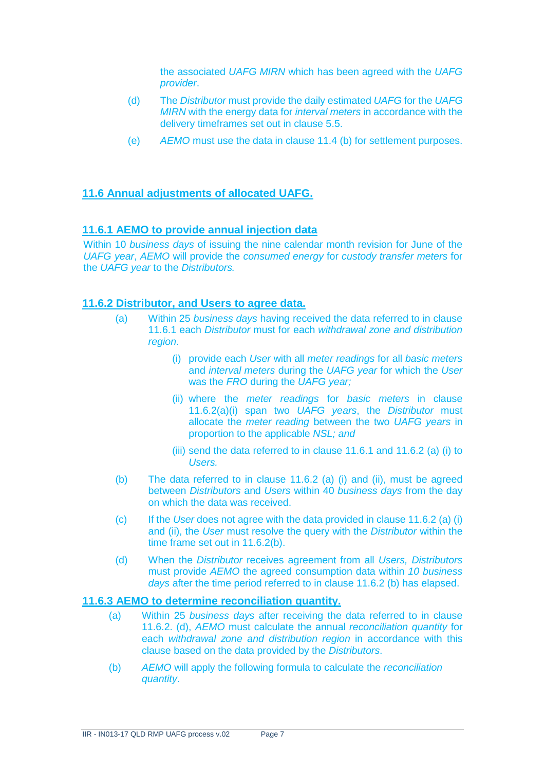the associated *UAFG MIRN* which has been agreed with the *UAFG provider*.

(d) The *Distributor* must provide the daily estimated *UAFG* for the *UAFG MIRN* with the energy data for *interval meters* in accordance with the delivery timeframes set out in clause 5.5.

(e) *AEMO* must use the data in clause 11.4 (b) for settlement purposes.

## 11.6 Annual adjustments of allocated UAFG.

### 11.6.1 AEMO to provide annual injection data

Within 10 *business days* of issuing the nine calendar month revision for June of the *UAFG year*, *AEMO* will provide the *consumed energy* for *custody transfer meters* for the *UAFG year* to the *Distributors*.

### 11.6.2 Distributor, and Users to agree data.

(a) Within 25 *business days* having received the data referred to in clause 11.6.1 each *Distributor* must for each *withdrawal zone and distribution region*.

   (i) provide each *User* with all *meter readings* for all *basic meters* and *interval meters* during the *UAFG year* for which the *User* was the *FRO* during the *UAFG year;*

   (ii) where the *meter readings* for *basic meters* in clause 11.6.2(a)(i) span two *UAFG years*, the *Distributor* must allocate the *meter reading* between the two *UAFG years* in proportion to the applicable *NSL; and*

   (iii) send the data referred to in clause 11.6.1 and 11.6.2 (a) (i) to *Users.*

(b) The data referred to in clause 11.6.2 (a) (i) and (ii), must be agreed between *Distributors* and *Users* within 40 *business days* from the day on which the data was received.

(c) If the *User* does not agree with the data provided in clause 11.6.2 (a) (i) and (ii), the *User* must resolve the query with the *Distributor* within the time frame set out in 11.6.2(b).

(d) When the *Distributor* receives agreement from all *Users, Distributors* must provide *AEMO* the agreed consumption data within *10 business days* after the time period referred to in clause 11.6.2 (b) has elapsed.

### 11.6.3 AEMO to determine reconciliation quantity.

(a) Within 25 *business days* after receiving the data referred to in clause 11.6.2. (d), *AEMO* must calculate the annual *reconciliation quantity* for each *withdrawal zone and distribution region* in accordance with this clause based on the data provided by the *Distributors*.

(b) *AEMO* will apply the following formula to calculate the *reconciliation quantity*.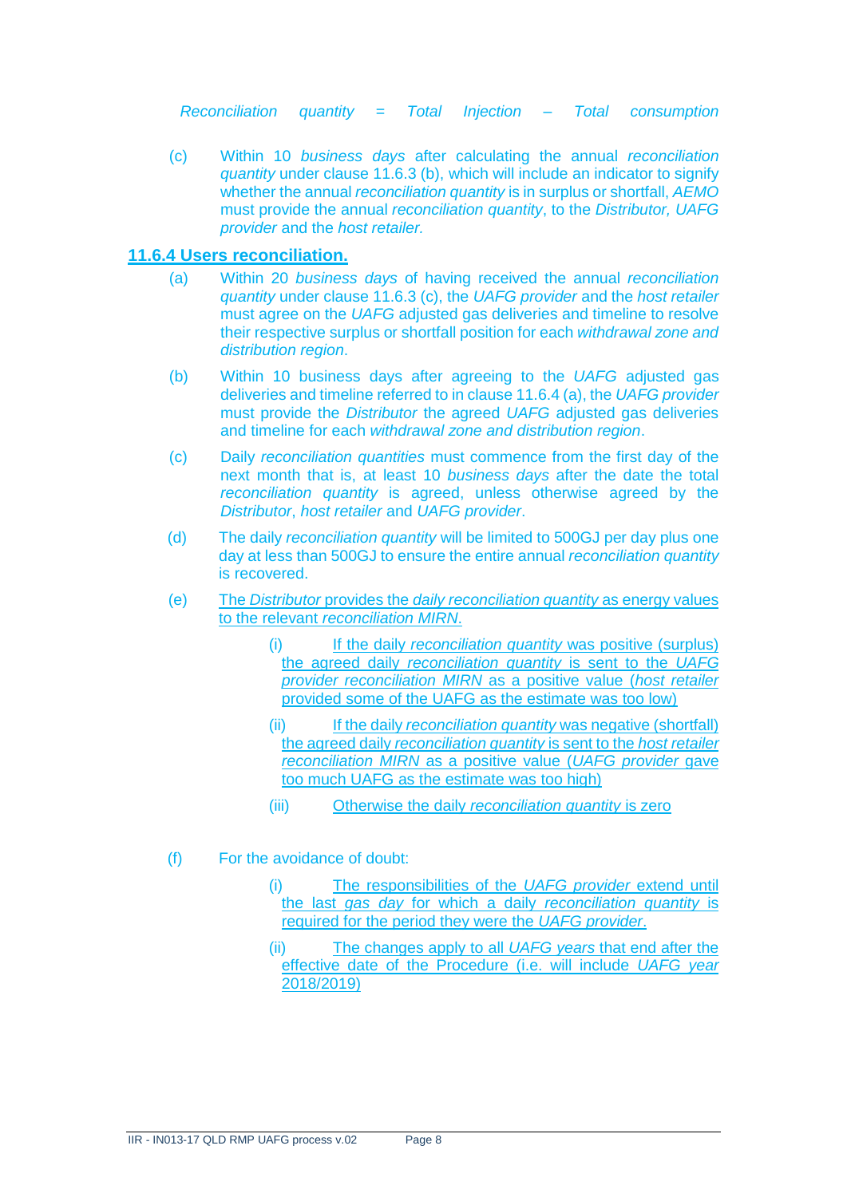*Reconciliation quantity = Total Injection – Total consumption*

(c) Within 10 *business days* after calculating the annual *reconciliation quantity* under clause 11.6.3 (b), which will include an indicator to signify whether the annual *reconciliation quantity* is in surplus or shortfall, *AEMO* must provide the annual *reconciliation quantity*, to the *Distributor, UAFG provider* and the *host retailer.*

### 11.6.4 Users reconciliation.

(a) Within 20 *business days* of having received the annual *reconciliation quantity* under clause 11.6.3 (c), the *UAFG provider* and the *host retailer* must agree on the *UAFG* adjusted gas deliveries and timeline to resolve their respective surplus or shortfall position for each *withdrawal zone and distribution region*.

(b) Within 10 business days after agreeing to the *UAFG* adjusted gas deliveries and timeline referred to in clause 11.6.4 (a), the *UAFG provider* must provide the *Distributor* the agreed *UAFG* adjusted gas deliveries and timeline for each *withdrawal zone and distribution region*.

(c) Daily *reconciliation quantities* must commence from the first day of the next month that is, at least 10 *business days* after the date the total *reconciliation quantity* is agreed, unless otherwise agreed by the *Distributor*, *host retailer* and *UAFG provider*.

(d) The daily *reconciliation quantity* will be limited to 500GJ per day plus one day at less than 500GJ to ensure the entire annual *reconciliation quantity* is recovered.

(e) The *Distributor* provides the *daily reconciliation quantity* as energy values to the relevant *reconciliation MIRN*.

   (i) If the daily *reconciliation quantity* was positive (surplus) the agreed daily *reconciliation quantity* is sent to the *UAFG provider reconciliation MIRN* as a positive value (*host retailer* provided some of the UAFG as the estimate was too low)

   (ii) If the daily *reconciliation quantity* was negative (shortfall) the agreed daily *reconciliation quantity* is sent to the *host retailer reconciliation MIRN* as a positive value (*UAFG provider* gave too much UAFG as the estimate was too high)

   (iii) Otherwise the daily *reconciliation quantity* is zero

(f) For the avoidance of doubt:

   (i) The responsibilities of the *UAFG provider* extend until the last *gas day* for which a daily *reconciliation quantity* is required for the period they were the *UAFG provider*.

   (ii) The changes apply to all *UAFG years* that end after the effective date of the Procedure (i.e. will include *UAFG year* 2018/2019)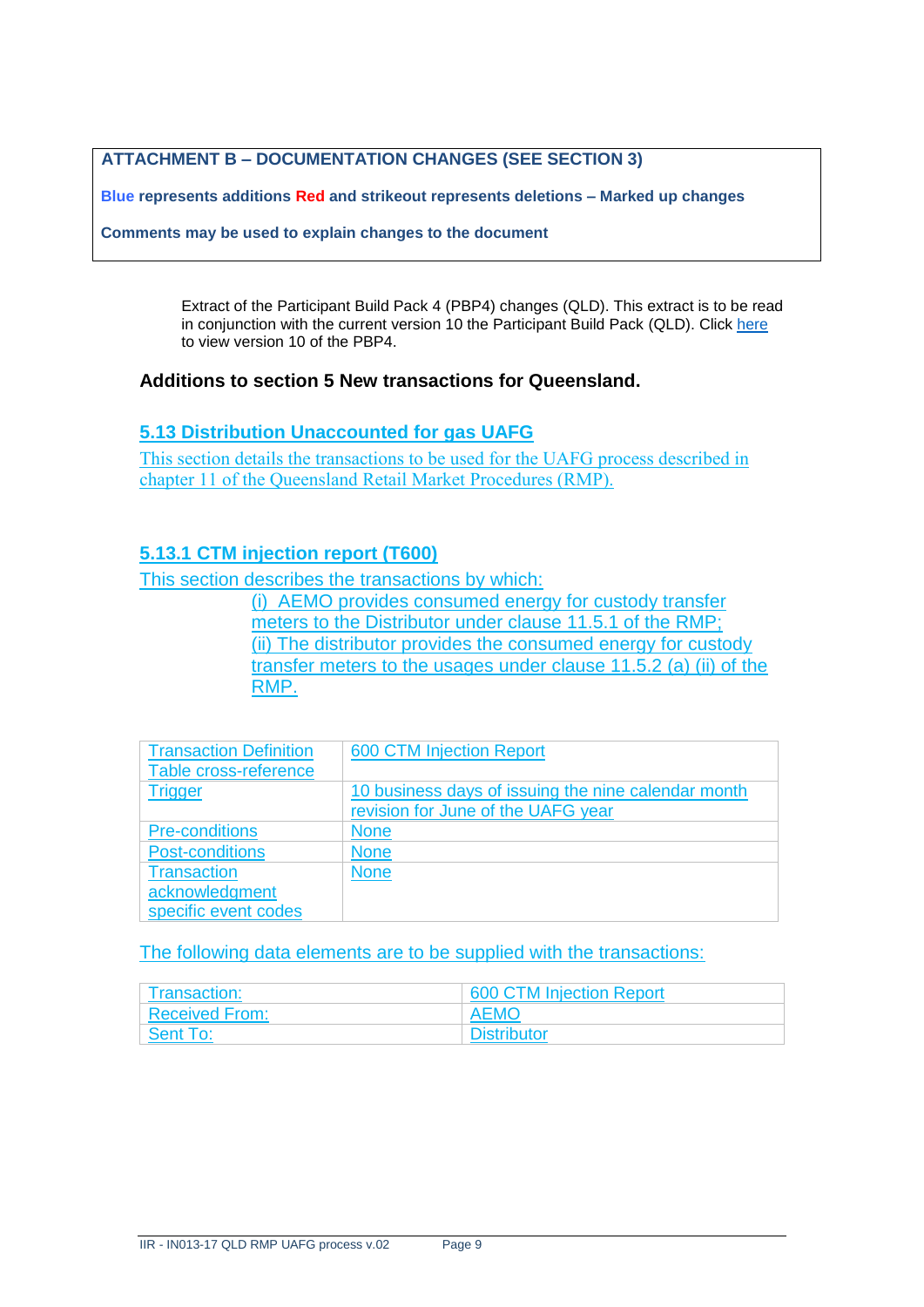**ATTACHMENT B – DOCUMENTATION CHANGES (SEE SECTION 3)**

**Blue represents additions Red and strikeout represents deletions – Marked up changes**

**Comments may be used to explain changes to the document**

Extract of the Participant Build Pack 4 (PBP4) changes (QLD). This extract is to be read in conjunction with the current version 10 the Participant Build Pack (QLD). Click here to view version 10 of the PBP4.

### Additions to section 5 New transactions for Queensland.

## 5.13 Distribution Unaccounted for gas UAFG

This section details the transactions to be used for the UAFG process described in chapter 11 of the Queensland Retail Market Procedures (RMP).

### 5.13.1 CTM injection report (T600)

This section describes the transactions by which:

(i) AEMO provides consumed energy for custody transfer meters to the Distributor under clause 11.5.1 of the RMP;
(ii) The distributor provides the consumed energy for custody transfer meters to the usages under clause 11.5.2 (a) (ii) of the RMP.

| Transaction Definition Table cross-reference | 600 CTM Injection Report |
|---|---|
| Trigger | 10 business days of issuing the nine calendar month revision for June of the UAFG year |
| Pre-conditions | None |
| Post-conditions | None |
| Transaction acknowledgment specific event codes | None |

The following data elements are to be supplied with the transactions:

| Transaction: | 600 CTM Injection Report |
|---|---|
| Received From: | AEMO |
| Sent To: | Distributor |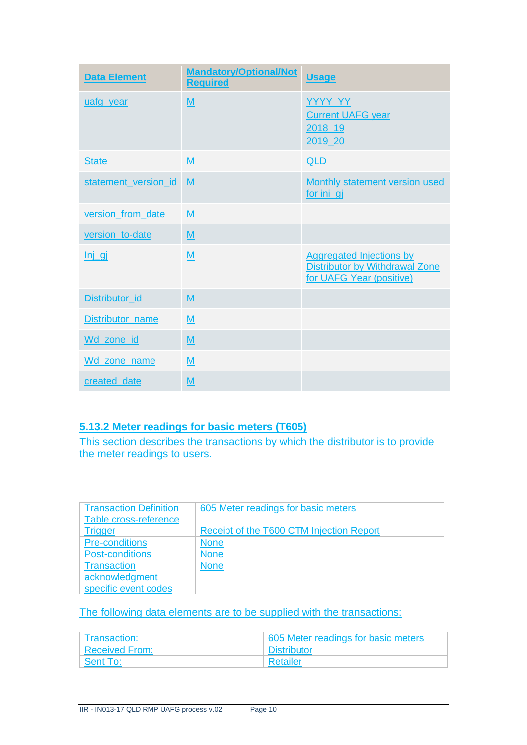| Data Element | Mandatory/Optional/Not Required | Usage |
| --- | --- | --- |
| uafg_year | M | YYYY_YY<br>Current UAFG year<br>2018_19<br>2019_20 |
| State | M | QLD |
| statement_version_id | M | Monthly statement version used for ini_gj |
| version_from_date | M | |
| version_to-date | M | |
| Inj_gj | M | Aggregated Injections by Distributor by Withdrawal Zone for UAFG Year (positive) |
| Distributor_id | M | |
| Distributor_name | M | |
| Wd_zone_id | M | |
| Wd_zone_name | M | |
| created_date | M | |

### 5.13.2 Meter readings for basic meters (T605)

This section describes the transactions by which the distributor is to provide the meter readings to users.

| Transaction Definition Table cross-reference | 605 Meter readings for basic meters |
| --- | --- |
| Trigger | Receipt of the T600 CTM Injection Report |
| Pre-conditions | None |
| Post-conditions | None |
| Transaction acknowledgment specific event codes | None |

The following data elements are to be supplied with the transactions:

| Transaction: | 605 Meter readings for basic meters |
| --- | --- |
| Received From: | Distributor |
| Sent To: | Retailer |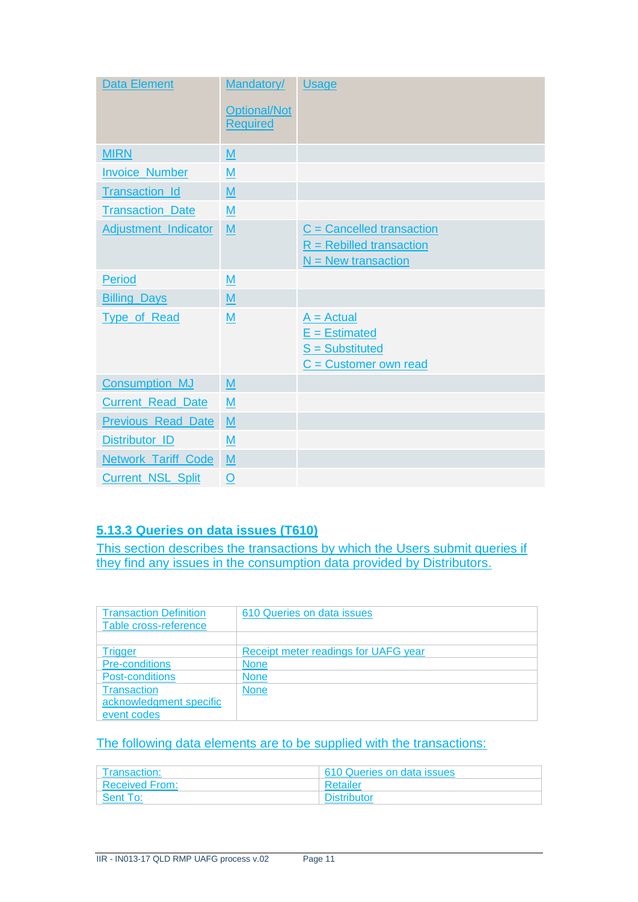| Data Element | Mandatory/ Optional/Not Required | Usage |
|---|---|---|
| MIRN | M | |
| Invoice_Number | M | |
| Transaction_Id | M | |
| Transaction_Date | M | |
| Adjustment_Indicator | M | C = Cancelled transaction<br>R = Rebilled transaction<br>N = New transaction |
| Period | M | |
| Billing_Days | M | |
| Type_of_Read | M | A = Actual<br>E = Estimated<br>S = Substituted<br>C = Customer own read |
| Consumption_MJ | M | |
| Current_Read_Date | M | |
| Previous_Read_Date | M | |
| Distributor_ID | M | |
| Network_Tariff_Code | M | |
| Current_NSL_Split | O | |

### 5.13.3 Queries on data issues (T610)

This section describes the transactions by which the Users submit queries if they find any issues in the consumption data provided by Distributors.

| Transaction Definition Table cross-reference | 610 Queries on data issues |
|---|---|
| | |
| Trigger | Receipt meter readings for UAFG year |
| Pre-conditions | None |
| Post-conditions | None |
| Transaction acknowledgment specific event codes | None |

The following data elements are to be supplied with the transactions:

| Transaction: | 610 Queries on data issues |
|---|---|
| Received From: | Retailer |
| Sent To: | Distributor |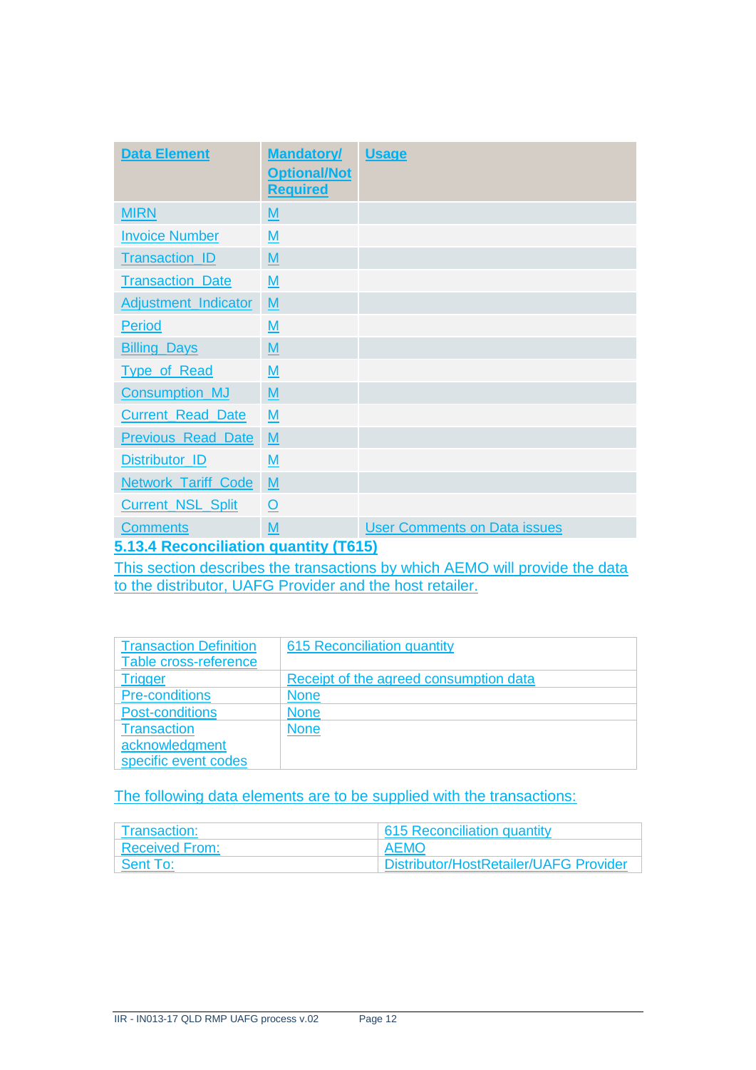| Data Element | Mandatory/ Optional/Not Required | Usage |
|---|---|---|
| MIRN | M | |
| Invoice Number | M | |
| Transaction_ID | M | |
| Transaction_Date | M | |
| Adjustment_Indicator | M | |
| Period | M | |
| Billing_Days | M | |
| Type_of_Read | M | |
| Consumption_MJ | M | |
| Current_Read_Date | M | |
| Previous_Read_Date | M | |
| Distributor_ID | M | |
| Network_Tariff_Code | M | |
| Current_NSL_Split | O | |
| Comments | M | User Comments on Data issues |

### 5.13.4 Reconciliation quantity (T615)

This section describes the transactions by which AEMO will provide the data to the distributor, UAFG Provider and the host retailer.

| Transaction Definition Table cross-reference | 615 Reconciliation quantity |
|---|---|
| Trigger | Receipt of the agreed consumption data |
| Pre-conditions | None |
| Post-conditions | None |
| Transaction acknowledgment specific event codes | None |

The following data elements are to be supplied with the transactions:

| Transaction: | 615 Reconciliation quantity |
|---|---|
| Received From: | AEMO |
| Sent To: | Distributor/HostRetailer/UAFG Provider |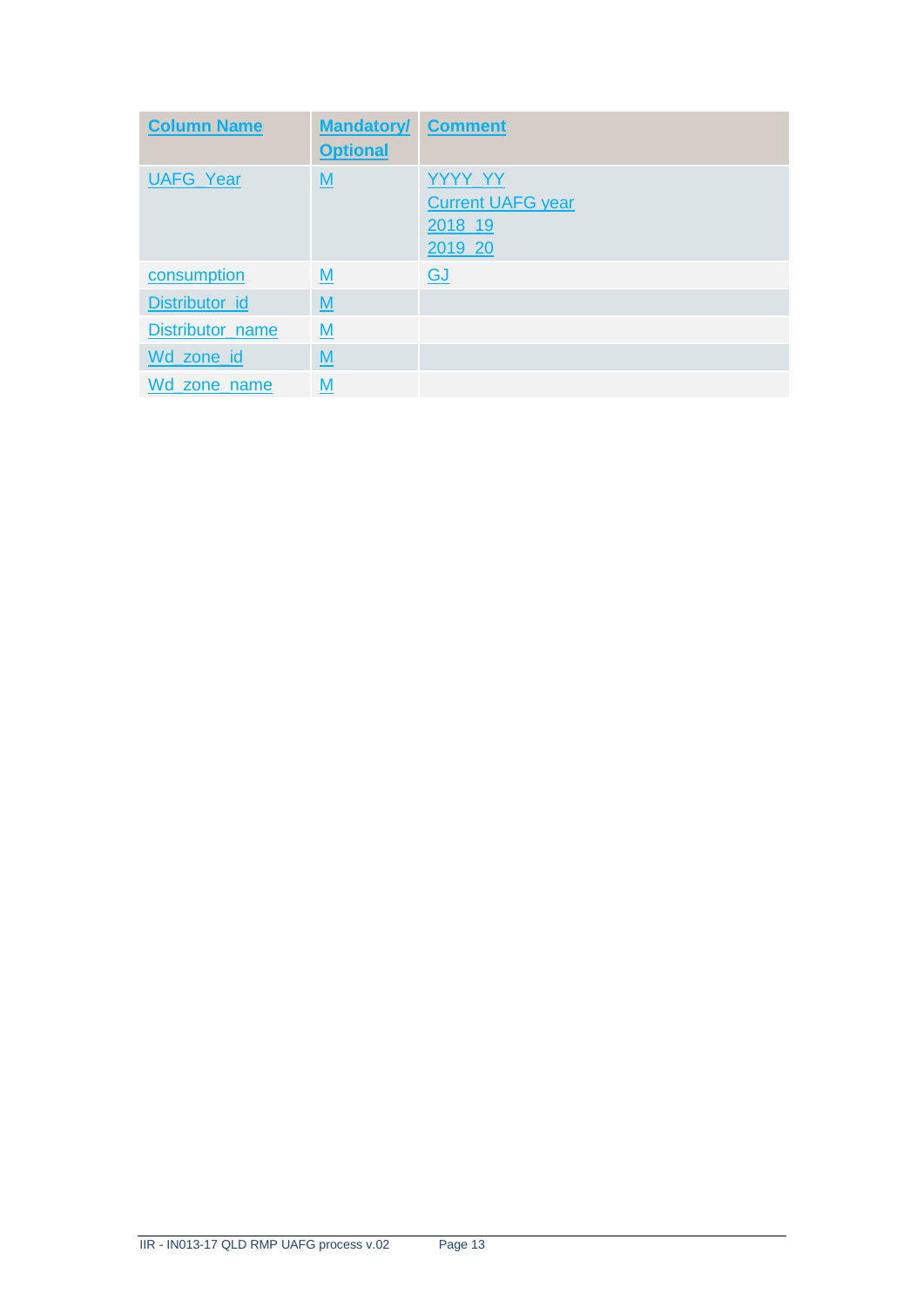| Column Name | Mandatory/ Optional | Comment |
| --- | --- | --- |
| UAFG_Year | M | YYYY_YY<br>Current UAFG year<br>2018_19<br>2019_20 |
| consumption | M | GJ |
| Distributor_id | M | |
| Distributor_name | M | |
| Wd_zone_id | M | |
| Wd_zone_name | M | |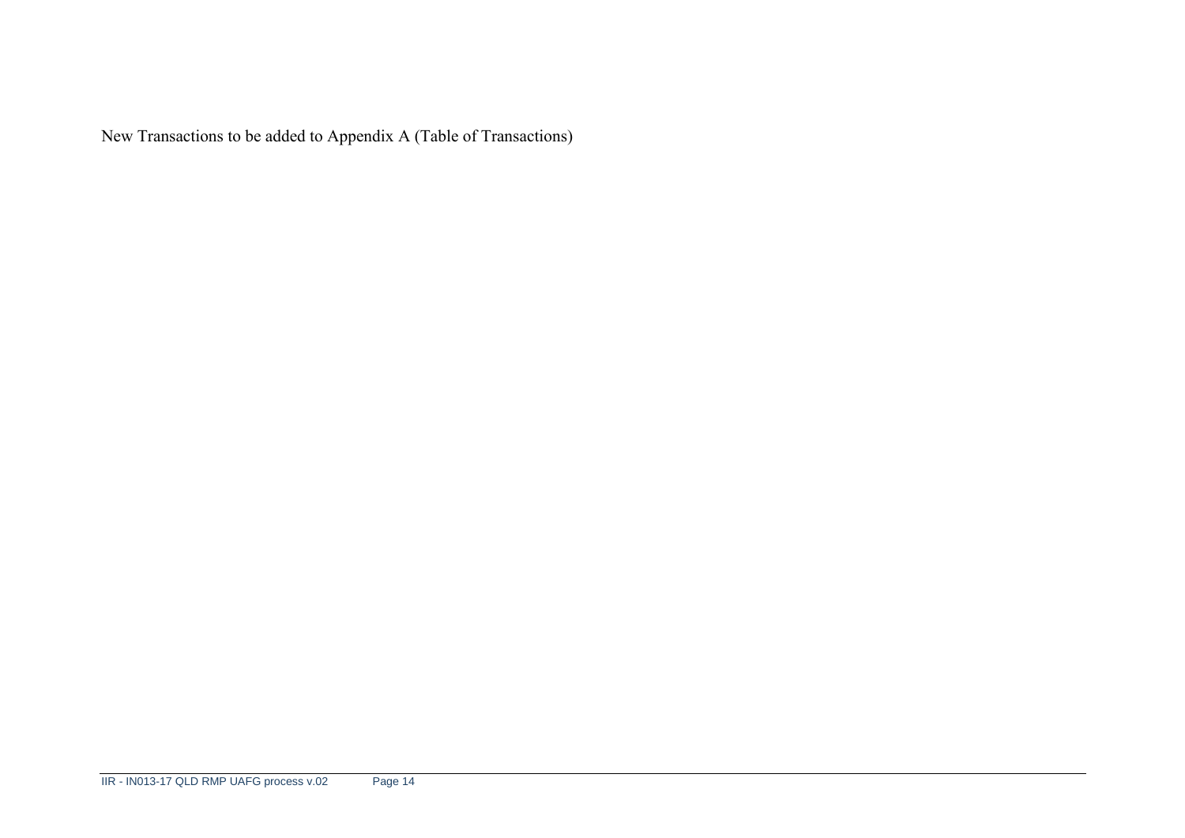New Transactions to be added to Appendix A (Table of Transactions)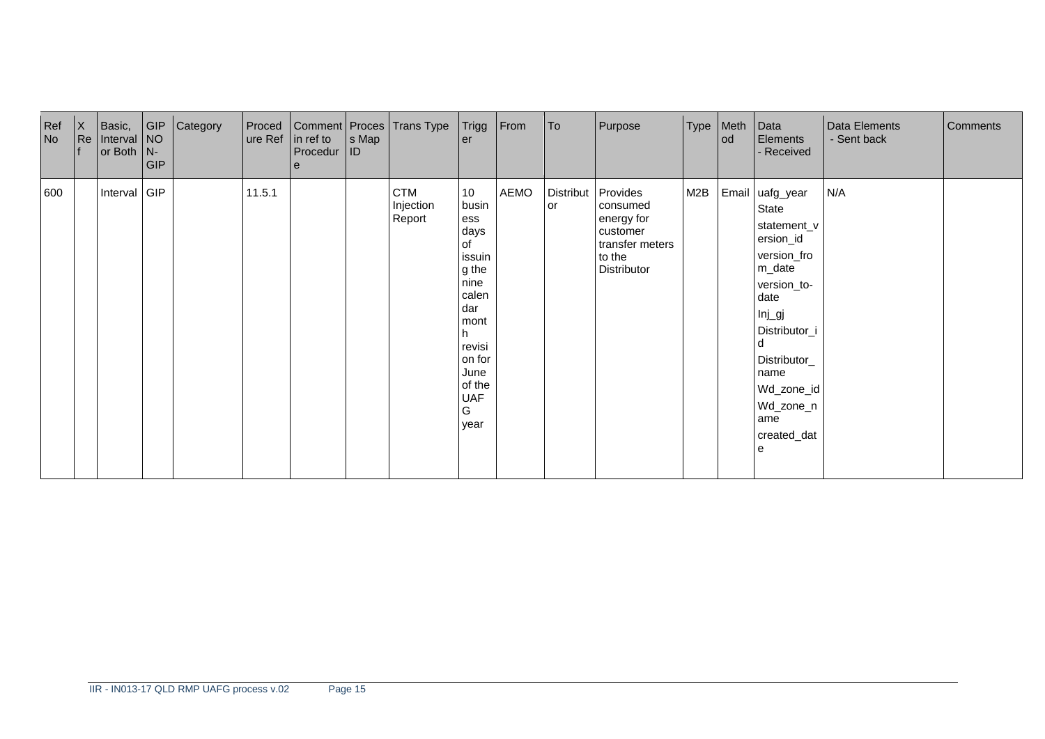| Ref No | X Ref | Basic, Interval or Both | GIP NON-GIP | Category | Procedure Ref | Comment in ref to Procedure | Process Map ID | Trans Type | Trigger | From | To | Purpose | Type | Method | Data Elements - Received | Data Elements - Sent back | Comments |
|---|---|---|---|---|---|---|---|---|---|---|---|---|---|---|---|---|---|
| 600 | | Interval | GIP | | 11.5.1 | | | CTM Injection Report | 10 business days of issuing the nine calendar month revision for June of the UAFG year | AEMO | Distributor | Provides consumed energy for customer transfer meters to the Distributor | M2B | Email | uafg_year<br>State<br>statement_version_id<br>version_from_date<br>version_to-date<br>Inj_gj<br>Distributor_id<br>Distributor_name<br>Wd_zone_id<br>Wd_zone_name<br>created_date | N/A | |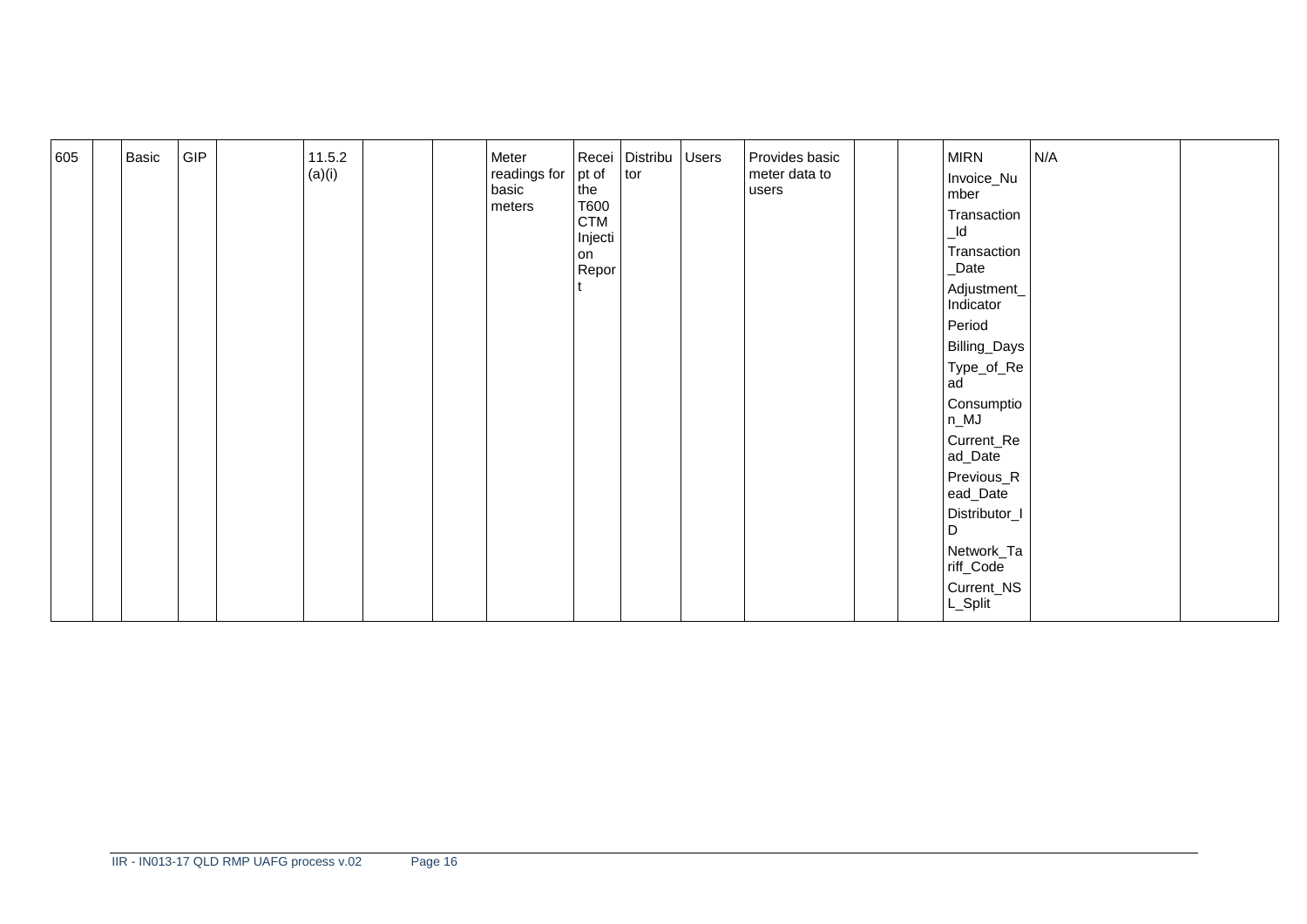| | | | | | | | | | | | | | | | | | |
|---|---|---|---|---|---|---|---|---|---|---|---|---|---|---|---|---|---|
| 605 | | Basic | GIP | | 11.5.2 (a)(i) | | | Meter readings for basic meters | Receipt of the T600 CTM Injection Report | Distributor | Users | Provides basic meter data to users | | | MIRN<br>Invoice_Number<br>Transaction_Id<br>Transaction_Date<br>Adjustment_Indicator<br>Period<br>Billing_Days<br>Type_of_Read<br>Consumption_MJ<br>Current_Read_Date<br>Previous_Read_Date<br>Distributor_ID<br>Network_Tariff_Code<br>Current_NSL_Split | N/A | |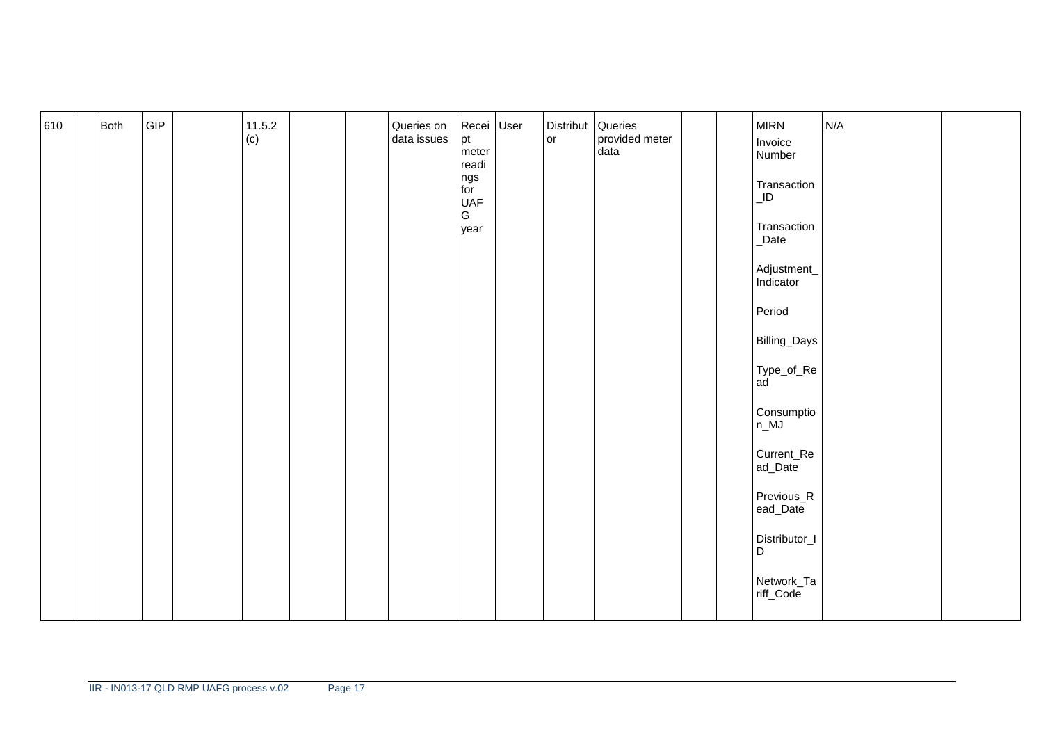| 610 | | Both | GIP | | 11.5.2 (c) | | | Queries on data issues | Receipt meter readings for UAFG year | User | Distributor | Queries provided meter data | | | MIRN<br>Invoice Number<br>Transaction_ID<br>Transaction_Date<br>Adjustment_Indicator<br>Period<br>Billing_Days<br>Type_of_Read<br>Consumption_MJ<br>Current_Read_Date<br>Previous_Read_Date<br>Distributor_ID<br>Network_Tariff_Code | N/A | |
|---|---|---|---|---|---|---|---|---|---|---|---|---|---|---|---|---|---|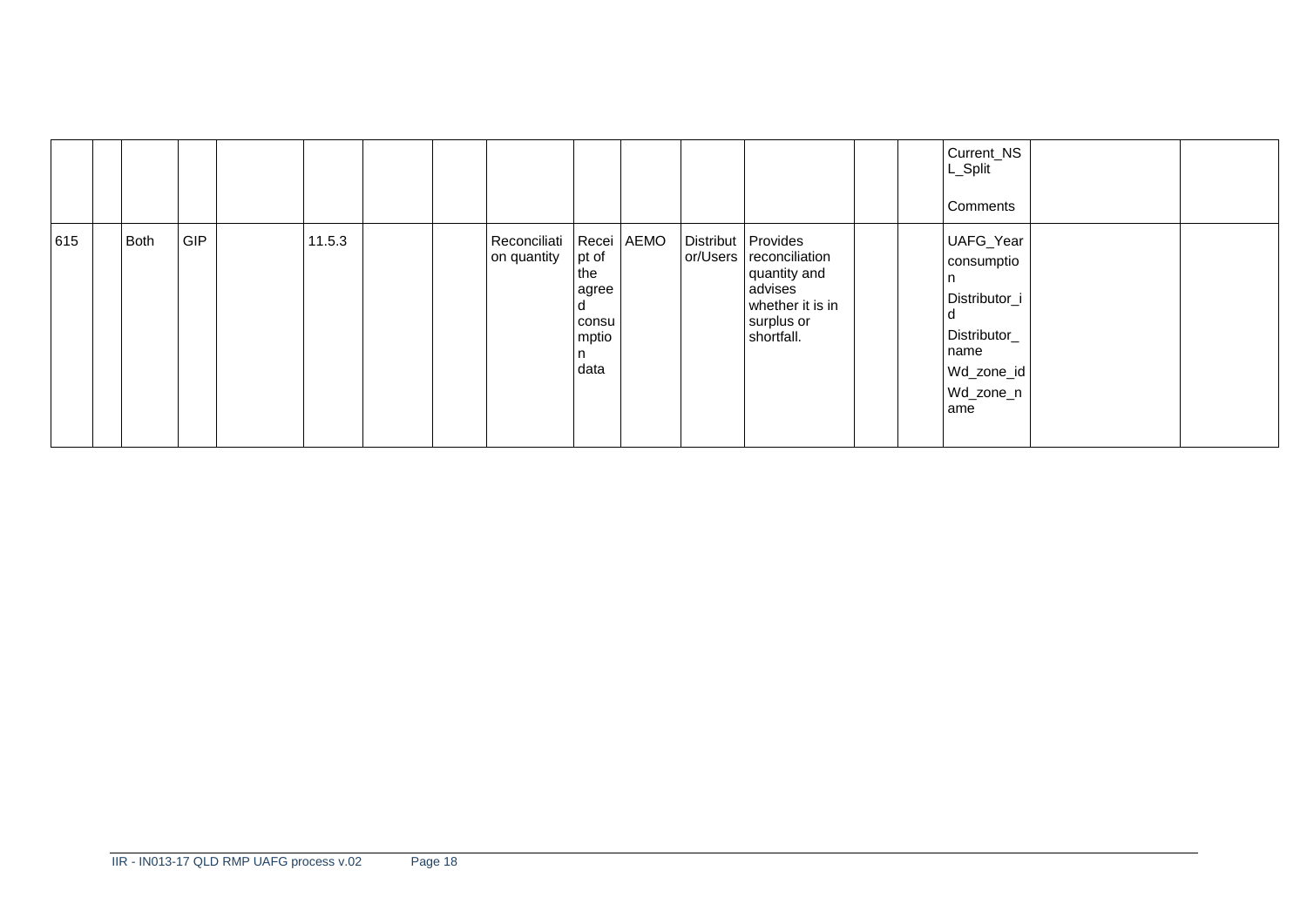| | | | | | | | | | | | | | | | | | |
|---|---|---|---|---|---|---|---|---|---|---|---|---|---|---|---|---|---|
| | | | | | | | | | | | | | | | Current_NSL_Split<br><br>Comments | | |
| 615 | | Both | GIP | | 11.5.3 | | | Reconciliation quantity | Receipt of the agreed consumption data | AEMO | Distributor/Users | Provides reconciliation quantity and advises whether it is in surplus or shortfall. | | | UAFG_Year<br>consumption<br>Distributor_id<br>Distributor_name<br>Wd_zone_id<br>Wd_zone_name | | |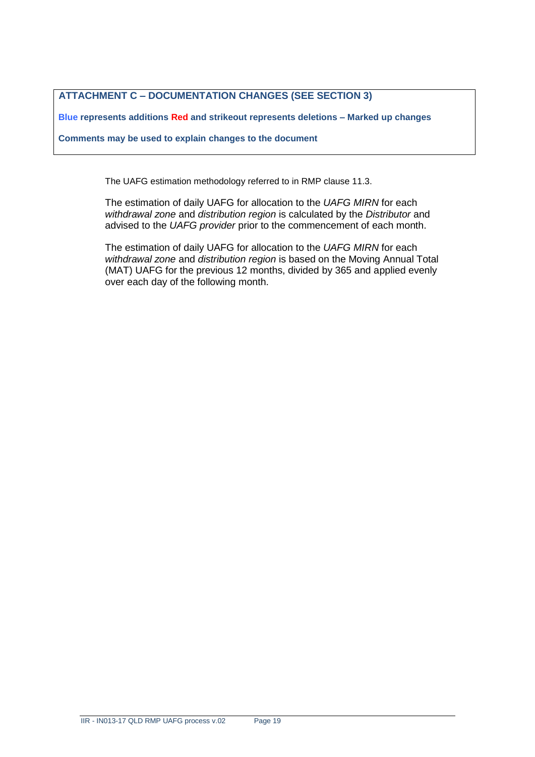**ATTACHMENT C – DOCUMENTATION CHANGES (SEE SECTION 3)**

**Blue represents additions Red and strikeout represents deletions – Marked up changes**

**Comments may be used to explain changes to the document**

The UAFG estimation methodology referred to in RMP clause 11.3.

The estimation of daily UAFG for allocation to the *UAFG MIRN* for each *withdrawal zone* and *distribution region* is calculated by the *Distributor* and advised to the *UAFG provider* prior to the commencement of each month.

The estimation of daily UAFG for allocation to the *UAFG MIRN* for each *withdrawal zone* and *distribution region* is based on the Moving Annual Total (MAT) UAFG for the previous 12 months, divided by 365 and applied evenly over each day of the following month.